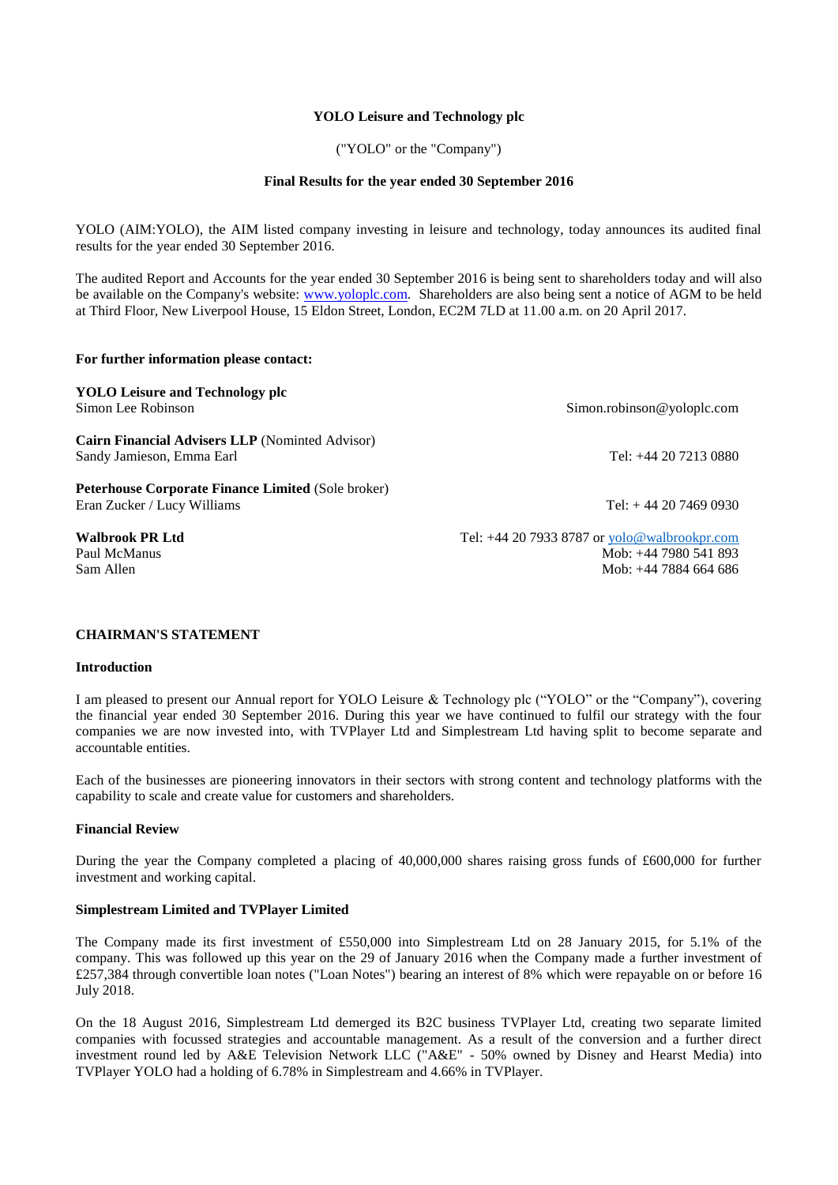**YOLO Leisure and Technology plc**

("YOLO" or the "Company")

**Final Results for the year ended 30 September 2016**

YOLO (AIM:YOLO), the AIM listed company investing in leisure and technology, today announces its audited final results for the year ended 30 September 2016.

The audited Report and Accounts for the year ended 30 September 2016 is being sent to shareholders today and will also be available on the Company's website: www.yoloplc.com. Shareholders are also being sent a notice of AGM to be held at Third Floor, New Liverpool House, 15 Eldon Street, London, EC2M 7LD at 11.00 a.m. on 20 April 2017.

**For further information please contact:**

| | |
|---|---|
| **YOLO Leisure and Technology plc**<br>Simon Lee Robinson | Simon.robinson@yoloplc.com |
| **Cairn Financial Advisers LLP** (Nominted Advisor)<br>Sandy Jamieson, Emma Earl | Tel: +44 20 7213 0880 |
| **Peterhouse Corporate Finance Limited** (Sole broker)<br>Eran Zucker / Lucy Williams | Tel: + 44 20 7469 0930 |
| **Walbrook PR Ltd**<br>Paul McManus<br>Sam Allen | Tel: +44 20 7933 8787 or yolo@walbrookpr.com<br>Mob: +44 7980 541 893<br>Mob: +44 7884 664 686 |

## CHAIRMAN'S STATEMENT

### Introduction

I am pleased to present our Annual report for YOLO Leisure & Technology plc ("YOLO" or the "Company"), covering the financial year ended 30 September 2016. During this year we have continued to fulfil our strategy with the four companies we are now invested into, with TVPlayer Ltd and Simplestream Ltd having split to become separate and accountable entities.

Each of the businesses are pioneering innovators in their sectors with strong content and technology platforms with the capability to scale and create value for customers and shareholders.

### Financial Review

During the year the Company completed a placing of 40,000,000 shares raising gross funds of £600,000 for further investment and working capital.

### Simplestream Limited and TVPlayer Limited

The Company made its first investment of £550,000 into Simplestream Ltd on 28 January 2015, for 5.1% of the company. This was followed up this year on the 29 of January 2016 when the Company made a further investment of £257,384 through convertible loan notes ("Loan Notes") bearing an interest of 8% which were repayable on or before 16 July 2018.

On the 18 August 2016, Simplestream Ltd demerged its B2C business TVPlayer Ltd, creating two separate limited companies with focussed strategies and accountable management. As a result of the conversion and a further direct investment round led by A&E Television Network LLC ("A&E" - 50% owned by Disney and Hearst Media) into TVPlayer YOLO had a holding of 6.78% in Simplestream and 4.66% in TVPlayer.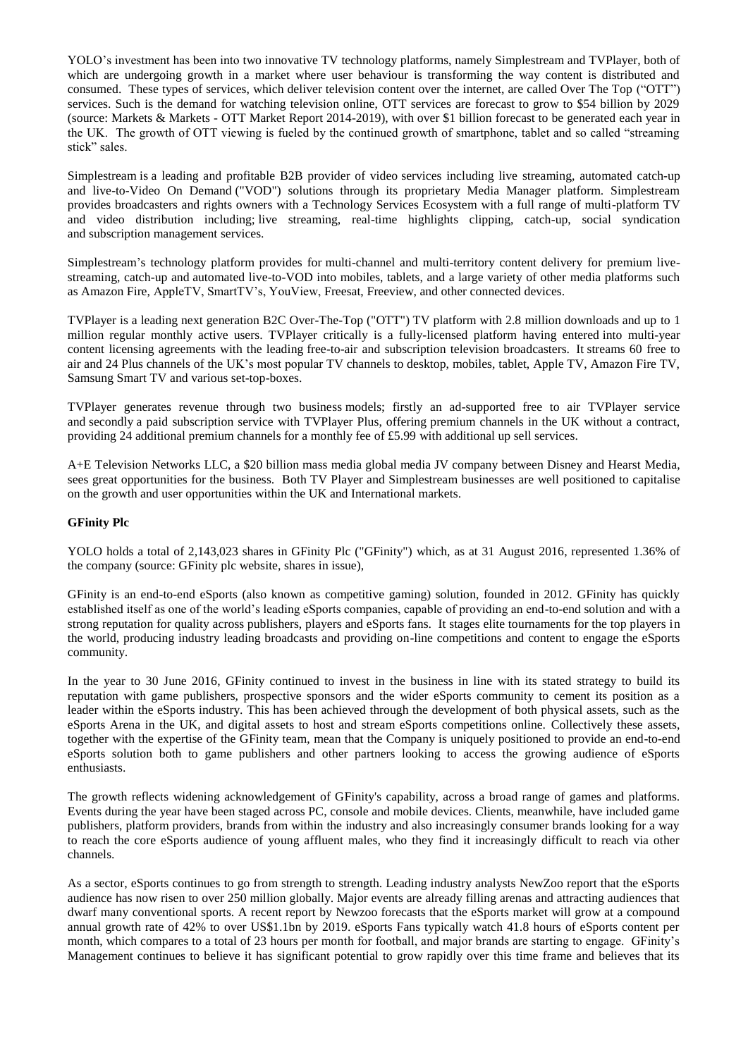YOLO's investment has been into two innovative TV technology platforms, namely Simplestream and TVPlayer, both of which are undergoing growth in a market where user behaviour is transforming the way content is distributed and consumed. These types of services, which deliver television content over the internet, are called Over The Top ("OTT") services. Such is the demand for watching television online, OTT services are forecast to grow to $54 billion by 2029 (source: Markets & Markets - OTT Market Report 2014-2019), with over $1 billion forecast to be generated each year in the UK. The growth of OTT viewing is fueled by the continued growth of smartphone, tablet and so called "streaming stick" sales.

Simplestream is a leading and profitable B2B provider of video services including live streaming, automated catch-up and live-to-Video On Demand ("VOD") solutions through its proprietary Media Manager platform. Simplestream provides broadcasters and rights owners with a Technology Services Ecosystem with a full range of multi-platform TV and video distribution including; live streaming, real-time highlights clipping, catch-up, social syndication and subscription management services.

Simplestream's technology platform provides for multi-channel and multi-territory content delivery for premium live-streaming, catch-up and automated live-to-VOD into mobiles, tablets, and a large variety of other media platforms such as Amazon Fire, AppleTV, SmartTV's, YouView, Freesat, Freeview, and other connected devices.

TVPlayer is a leading next generation B2C Over-The-Top ("OTT") TV platform with 2.8 million downloads and up to 1 million regular monthly active users. TVPlayer critically is a fully-licensed platform having entered into multi-year content licensing agreements with the leading free-to-air and subscription television broadcasters. It streams 60 free to air and 24 Plus channels of the UK's most popular TV channels to desktop, mobiles, tablet, Apple TV, Amazon Fire TV, Samsung Smart TV and various set-top-boxes.

TVPlayer generates revenue through two business models; firstly an ad-supported free to air TVPlayer service and secondly a paid subscription service with TVPlayer Plus, offering premium channels in the UK without a contract, providing 24 additional premium channels for a monthly fee of £5.99 with additional up sell services.

A+E Television Networks LLC, a $20 billion mass media global media JV company between Disney and Hearst Media, sees great opportunities for the business. Both TV Player and Simplestream businesses are well positioned to capitalise on the growth and user opportunities within the UK and International markets.

**GFinity Plc**

YOLO holds a total of 2,143,023 shares in GFinity Plc ("GFinity") which, as at 31 August 2016, represented 1.36% of the company (source: GFinity plc website, shares in issue),

GFinity is an end-to-end eSports (also known as competitive gaming) solution, founded in 2012. GFinity has quickly established itself as one of the world's leading eSports companies, capable of providing an end-to-end solution and with a strong reputation for quality across publishers, players and eSports fans. It stages elite tournaments for the top players in the world, producing industry leading broadcasts and providing on-line competitions and content to engage the eSports community.

In the year to 30 June 2016, GFinity continued to invest in the business in line with its stated strategy to build its reputation with game publishers, prospective sponsors and the wider eSports community to cement its position as a leader within the eSports industry. This has been achieved through the development of both physical assets, such as the eSports Arena in the UK, and digital assets to host and stream eSports competitions online. Collectively these assets, together with the expertise of the GFinity team, mean that the Company is uniquely positioned to provide an end-to-end eSports solution both to game publishers and other partners looking to access the growing audience of eSports enthusiasts.

The growth reflects widening acknowledgement of GFinity's capability, across a broad range of games and platforms. Events during the year have been staged across PC, console and mobile devices. Clients, meanwhile, have included game publishers, platform providers, brands from within the industry and also increasingly consumer brands looking for a way to reach the core eSports audience of young affluent males, who they find it increasingly difficult to reach via other channels.

As a sector, eSports continues to go from strength to strength. Leading industry analysts NewZoo report that the eSports audience has now risen to over 250 million globally. Major events are already filling arenas and attracting audiences that dwarf many conventional sports. A recent report by Newzoo forecasts that the eSports market will grow at a compound annual growth rate of 42% to over US$1.1bn by 2019. eSports Fans typically watch 41.8 hours of eSports content per month, which compares to a total of 23 hours per month for football, and major brands are starting to engage. GFinity's Management continues to believe it has significant potential to grow rapidly over this time frame and believes that its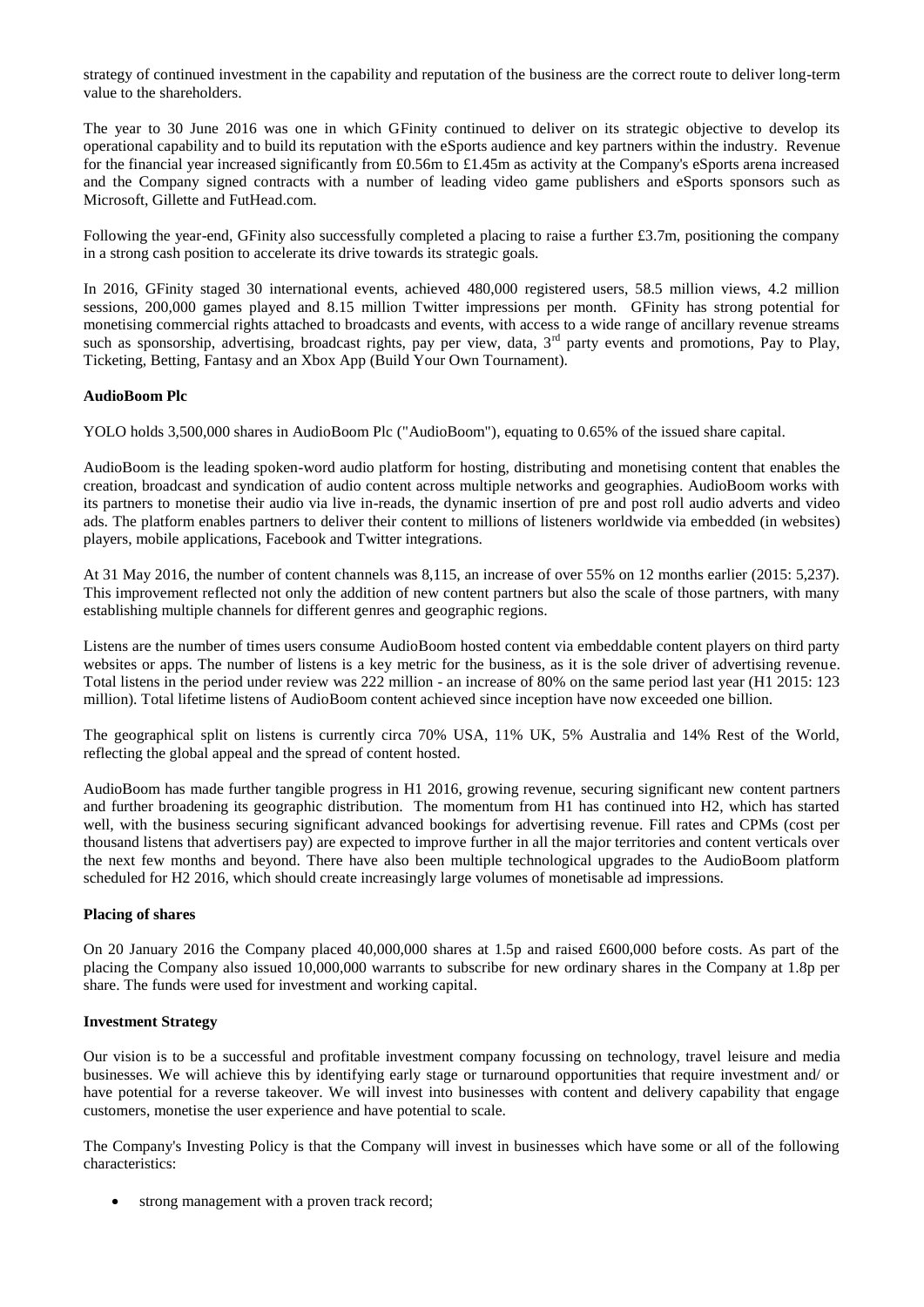strategy of continued investment in the capability and reputation of the business are the correct route to deliver long-term value to the shareholders.

The year to 30 June 2016 was one in which GFinity continued to deliver on its strategic objective to develop its operational capability and to build its reputation with the eSports audience and key partners within the industry. Revenue for the financial year increased significantly from £0.56m to £1.45m as activity at the Company's eSports arena increased and the Company signed contracts with a number of leading video game publishers and eSports sponsors such as Microsoft, Gillette and FutHead.com.

Following the year-end, GFinity also successfully completed a placing to raise a further £3.7m, positioning the company in a strong cash position to accelerate its drive towards its strategic goals.

In 2016, GFinity staged 30 international events, achieved 480,000 registered users, 58.5 million views, 4.2 million sessions, 200,000 games played and 8.15 million Twitter impressions per month. GFinity has strong potential for monetising commercial rights attached to broadcasts and events, with access to a wide range of ancillary revenue streams such as sponsorship, advertising, broadcast rights, pay per view, data, 3rd party events and promotions, Pay to Play, Ticketing, Betting, Fantasy and an Xbox App (Build Your Own Tournament).

**AudioBoom Plc**

YOLO holds 3,500,000 shares in AudioBoom Plc ("AudioBoom"), equating to 0.65% of the issued share capital.

AudioBoom is the leading spoken-word audio platform for hosting, distributing and monetising content that enables the creation, broadcast and syndication of audio content across multiple networks and geographies. AudioBoom works with its partners to monetise their audio via live in-reads, the dynamic insertion of pre and post roll audio adverts and video ads. The platform enables partners to deliver their content to millions of listeners worldwide via embedded (in websites) players, mobile applications, Facebook and Twitter integrations.

At 31 May 2016, the number of content channels was 8,115, an increase of over 55% on 12 months earlier (2015: 5,237). This improvement reflected not only the addition of new content partners but also the scale of those partners, with many establishing multiple channels for different genres and geographic regions.

Listens are the number of times users consume AudioBoom hosted content via embeddable content players on third party websites or apps. The number of listens is a key metric for the business, as it is the sole driver of advertising revenue. Total listens in the period under review was 222 million - an increase of 80% on the same period last year (H1 2015: 123 million). Total lifetime listens of AudioBoom content achieved since inception have now exceeded one billion.

The geographical split on listens is currently circa 70% USA, 11% UK, 5% Australia and 14% Rest of the World, reflecting the global appeal and the spread of content hosted.

AudioBoom has made further tangible progress in H1 2016, growing revenue, securing significant new content partners and further broadening its geographic distribution. The momentum from H1 has continued into H2, which has started well, with the business securing significant advanced bookings for advertising revenue. Fill rates and CPMs (cost per thousand listens that advertisers pay) are expected to improve further in all the major territories and content verticals over the next few months and beyond. There have also been multiple technological upgrades to the AudioBoom platform scheduled for H2 2016, which should create increasingly large volumes of monetisable ad impressions.

**Placing of shares**

On 20 January 2016 the Company placed 40,000,000 shares at 1.5p and raised £600,000 before costs. As part of the placing the Company also issued 10,000,000 warrants to subscribe for new ordinary shares in the Company at 1.8p per share. The funds were used for investment and working capital.

**Investment Strategy**

Our vision is to be a successful and profitable investment company focussing on technology, travel leisure and media businesses. We will achieve this by identifying early stage or turnaround opportunities that require investment and/ or have potential for a reverse takeover. We will invest into businesses with content and delivery capability that engage customers, monetise the user experience and have potential to scale.

The Company's Investing Policy is that the Company will invest in businesses which have some or all of the following characteristics:

- strong management with a proven track record;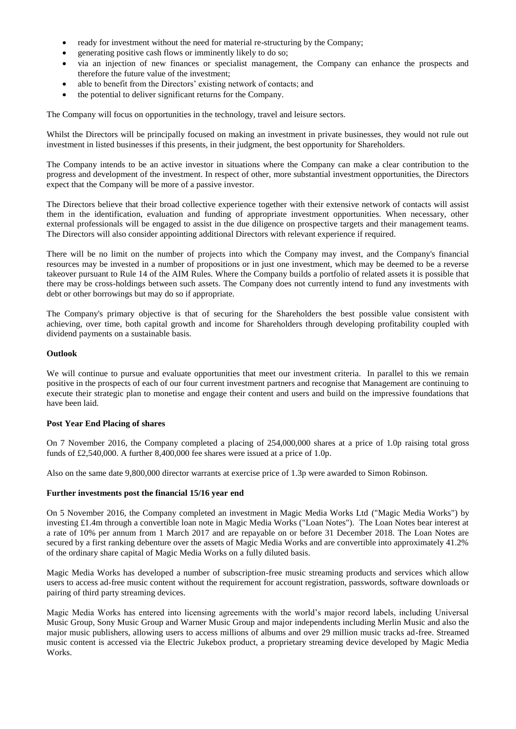- ready for investment without the need for material re-structuring by the Company;
- generating positive cash flows or imminently likely to do so;
- via an injection of new finances or specialist management, the Company can enhance the prospects and therefore the future value of the investment;
- able to benefit from the Directors' existing network of contacts; and
- the potential to deliver significant returns for the Company.

The Company will focus on opportunities in the technology, travel and leisure sectors.

Whilst the Directors will be principally focused on making an investment in private businesses, they would not rule out investment in listed businesses if this presents, in their judgment, the best opportunity for Shareholders.

The Company intends to be an active investor in situations where the Company can make a clear contribution to the progress and development of the investment. In respect of other, more substantial investment opportunities, the Directors expect that the Company will be more of a passive investor.

The Directors believe that their broad collective experience together with their extensive network of contacts will assist them in the identification, evaluation and funding of appropriate investment opportunities. When necessary, other external professionals will be engaged to assist in the due diligence on prospective targets and their management teams. The Directors will also consider appointing additional Directors with relevant experience if required.

There will be no limit on the number of projects into which the Company may invest, and the Company's financial resources may be invested in a number of propositions or in just one investment, which may be deemed to be a reverse takeover pursuant to Rule 14 of the AIM Rules. Where the Company builds a portfolio of related assets it is possible that there may be cross-holdings between such assets. The Company does not currently intend to fund any investments with debt or other borrowings but may do so if appropriate.

The Company's primary objective is that of securing for the Shareholders the best possible value consistent with achieving, over time, both capital growth and income for Shareholders through developing profitability coupled with dividend payments on a sustainable basis.

**Outlook**

We will continue to pursue and evaluate opportunities that meet our investment criteria. In parallel to this we remain positive in the prospects of each of our four current investment partners and recognise that Management are continuing to execute their strategic plan to monetise and engage their content and users and build on the impressive foundations that have been laid.

**Post Year End Placing of shares**

On 7 November 2016, the Company completed a placing of 254,000,000 shares at a price of 1.0p raising total gross funds of £2,540,000. A further 8,400,000 fee shares were issued at a price of 1.0p.

Also on the same date 9,800,000 director warrants at exercise price of 1.3p were awarded to Simon Robinson.

**Further investments post the financial 15/16 year end**

On 5 November 2016, the Company completed an investment in Magic Media Works Ltd ("Magic Media Works") by investing £1.4m through a convertible loan note in Magic Media Works ("Loan Notes"). The Loan Notes bear interest at a rate of 10% per annum from 1 March 2017 and are repayable on or before 31 December 2018. The Loan Notes are secured by a first ranking debenture over the assets of Magic Media Works and are convertible into approximately 41.2% of the ordinary share capital of Magic Media Works on a fully diluted basis.

Magic Media Works has developed a number of subscription-free music streaming products and services which allow users to access ad-free music content without the requirement for account registration, passwords, software downloads or pairing of third party streaming devices.

Magic Media Works has entered into licensing agreements with the world's major record labels, including Universal Music Group, Sony Music Group and Warner Music Group and major independents including Merlin Music and also the major music publishers, allowing users to access millions of albums and over 29 million music tracks ad-free. Streamed music content is accessed via the Electric Jukebox product, a proprietary streaming device developed by Magic Media Works.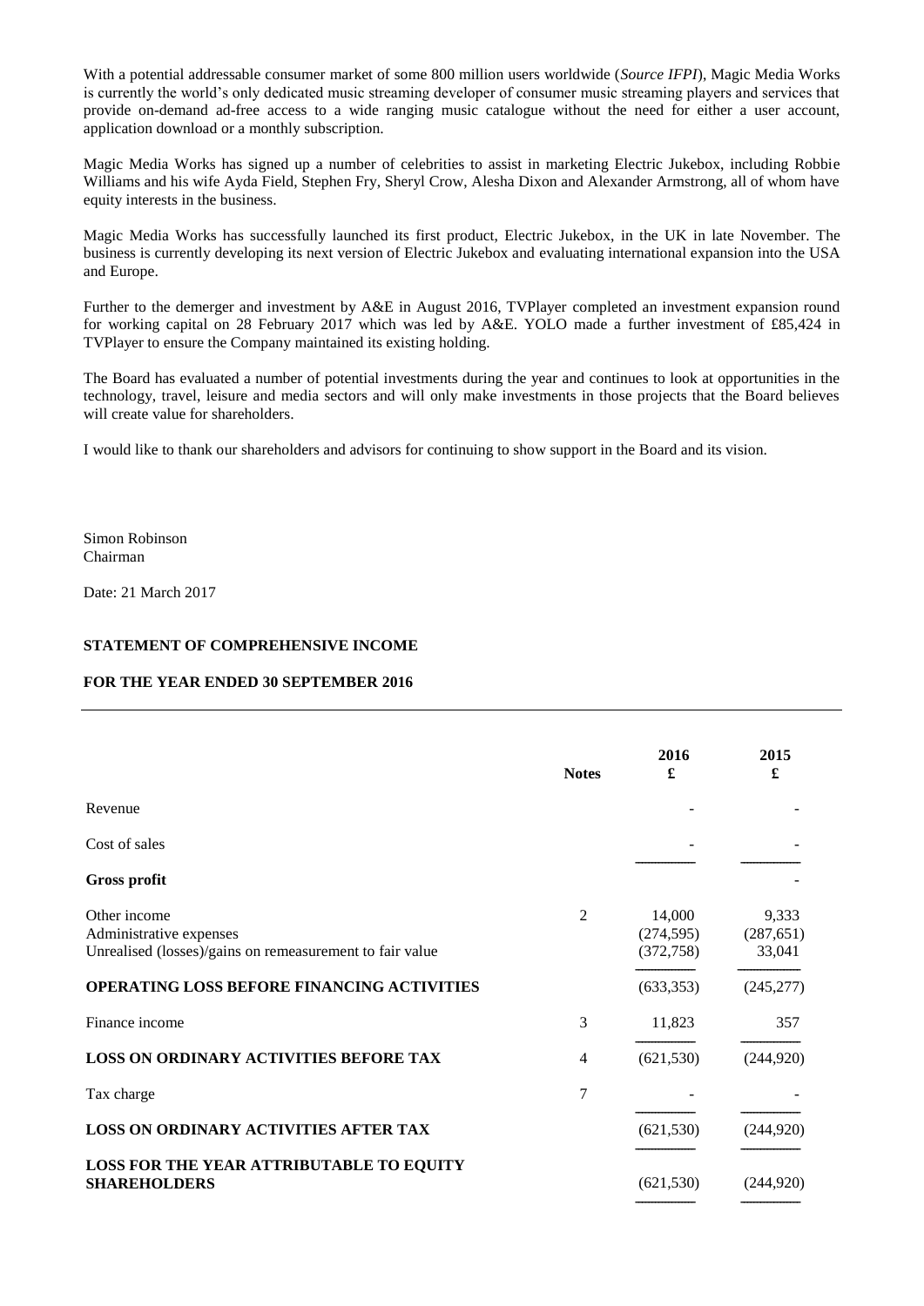With a potential addressable consumer market of some 800 million users worldwide (*Source IFPI*), Magic Media Works is currently the world's only dedicated music streaming developer of consumer music streaming players and services that provide on-demand ad-free access to a wide ranging music catalogue without the need for either a user account, application download or a monthly subscription.

Magic Media Works has signed up a number of celebrities to assist in marketing Electric Jukebox, including Robbie Williams and his wife Ayda Field, Stephen Fry, Sheryl Crow, Alesha Dixon and Alexander Armstrong, all of whom have equity interests in the business.

Magic Media Works has successfully launched its first product, Electric Jukebox, in the UK in late November. The business is currently developing its next version of Electric Jukebox and evaluating international expansion into the USA and Europe.

Further to the demerger and investment by A&E in August 2016, TVPlayer completed an investment expansion round for working capital on 28 February 2017 which was led by A&E. YOLO made a further investment of £85,424 in TVPlayer to ensure the Company maintained its existing holding.

The Board has evaluated a number of potential investments during the year and continues to look at opportunities in the technology, travel, leisure and media sectors and will only make investments in those projects that the Board believes will create value for shareholders.

I would like to thank our shareholders and advisors for continuing to show support in the Board and its vision.

Simon Robinson
Chairman

Date: 21 March 2017

**STATEMENT OF COMPREHENSIVE INCOME**

**FOR THE YEAR ENDED 30 SEPTEMBER 2016**

| | **Notes** | **2016 £** | **2015 £** |
|---|---|---|---|
| Revenue | | - | - |
| Cost of sales | | - | - |
| **Gross profit** | | | - |
| Other income | 2 | 14,000 | 9,333 |
| Administrative expenses | | (274,595) | (287,651) |
| Unrealised (losses)/gains on remeasurement to fair value | | (372,758) | 33,041 |
| **OPERATING LOSS BEFORE FINANCING ACTIVITIES** | | (633,353) | (245,277) |
| Finance income | 3 | 11,823 | 357 |
| **LOSS ON ORDINARY ACTIVITIES BEFORE TAX** | 4 | (621,530) | (244,920) |
| Tax charge | 7 | - | - |
| **LOSS ON ORDINARY ACTIVITIES AFTER TAX** | | (621,530) | (244,920) |
| **LOSS FOR THE YEAR ATTRIBUTABLE TO EQUITY SHAREHOLDERS** | | (621,530) | (244,920) |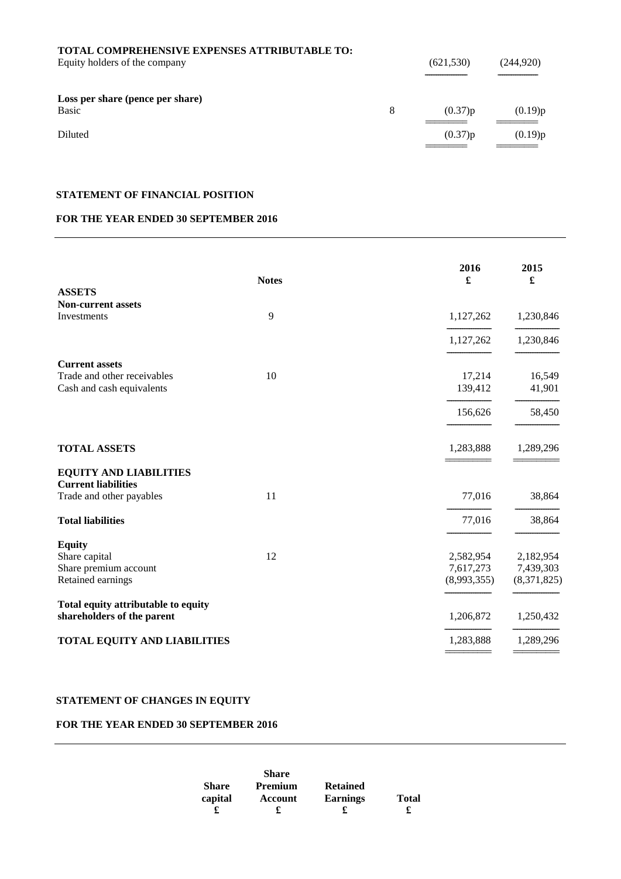| | Notes | | |
|---|---|---|---|
| **TOTAL COMPREHENSIVE EXPENSES ATTRIBUTABLE TO:** | | | |
| Equity holders of the company | | (621,530) | (244,920) |
| **Loss per share (pence per share)** | | | |
| Basic | 8 | (0.37)p | (0.19)p |
| Diluted | | (0.37)p | (0.19)p |

## STATEMENT OF FINANCIAL POSITION

## FOR THE YEAR ENDED 30 SEPTEMBER 2016

| | Notes | 2016 £ | 2015 £ |
|---|---|---|---|
| **ASSETS** | | | |
| **Non-current assets** | | | |
| Investments | 9 | 1,127,262 | 1,230,846 |
| | | 1,127,262 | 1,230,846 |
| **Current assets** | | | |
| Trade and other receivables | 10 | 17,214 | 16,549 |
| Cash and cash equivalents | | 139,412 | 41,901 |
| | | 156,626 | 58,450 |
| **TOTAL ASSETS** | | 1,283,888 | 1,289,296 |
| **EQUITY AND LIABILITIES** | | | |
| **Current liabilities** | | | |
| Trade and other payables | 11 | 77,016 | 38,864 |
| **Total liabilities** | | 77,016 | 38,864 |
| **Equity** | | | |
| Share capital | 12 | 2,582,954 | 2,182,954 |
| Share premium account | | 7,617,273 | 7,439,303 |
| Retained earnings | | (8,993,355) | (8,371,825) |
| **Total equity attributable to equity shareholders of the parent** | | 1,206,872 | 1,250,432 |
| **TOTAL EQUITY AND LIABILITIES** | | 1,283,888 | 1,289,296 |

## STATEMENT OF CHANGES IN EQUITY

## FOR THE YEAR ENDED 30 SEPTEMBER 2016

| | Share capital £ | Share Premium Account £ | Retained Earnings £ | Total £ |
|---|---|---|---|---|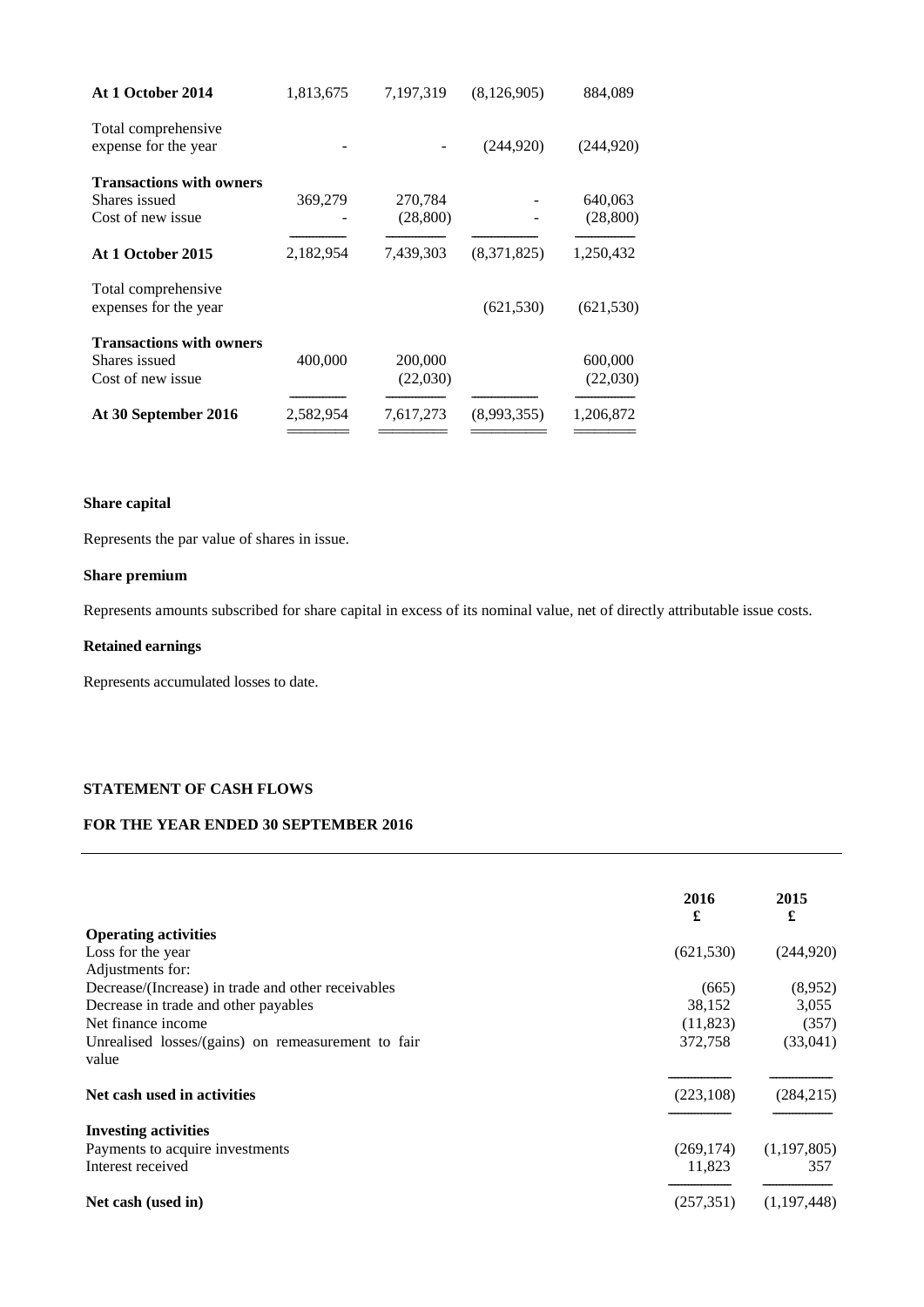| | | | | |
|---|---|---|---|---|
| **At 1 October 2014** | 1,813,675 | 7,197,319 | (8,126,905) | 884,089 |
| Total comprehensive expense for the year | - | - | (244,920) | (244,920) |
| **Transactions with owners** | | | | |
| Shares issued | 369,279 | 270,784 | - | 640,063 |
| Cost of new issue | - | (28,800) | - | (28,800) |
| **At 1 October 2015** | 2,182,954 | 7,439,303 | (8,371,825) | 1,250,432 |
| Total comprehensive expenses for the year | | | (621,530) | (621,530) |
| **Transactions with owners** | | | | |
| Shares issued | 400,000 | 200,000 | | 600,000 |
| Cost of new issue | | (22,030) | | (22,030) |
| **At 30 September 2016** | 2,582,954 | 7,617,273 | (8,993,355) | 1,206,872 |

**Share capital**

Represents the par value of shares in issue.

**Share premium**

Represents amounts subscribed for share capital in excess of its nominal value, net of directly attributable issue costs.

**Retained earnings**

Represents accumulated losses to date.

**STATEMENT OF CASH FLOWS**

**FOR THE YEAR ENDED 30 SEPTEMBER 2016**

| | 2016<br>£ | 2015<br>£ |
|---|---|---|
| **Operating activities** | | |
| Loss for the year | (621,530) | (244,920) |
| Adjustments for: | | |
| Decrease/(Increase) in trade and other receivables | (665) | (8,952) |
| Decrease in trade and other payables | 38,152 | 3,055 |
| Net finance income | (11,823) | (357) |
| Unrealised losses/(gains) on remeasurement to fair value | 372,758 | (33,041) |
| **Net cash used in activities** | (223,108) | (284,215) |
| **Investing activities** | | |
| Payments to acquire investments | (269,174) | (1,197,805) |
| Interest received | 11,823 | 357 |
| **Net cash (used in)** | (257,351) | (1,197,448) |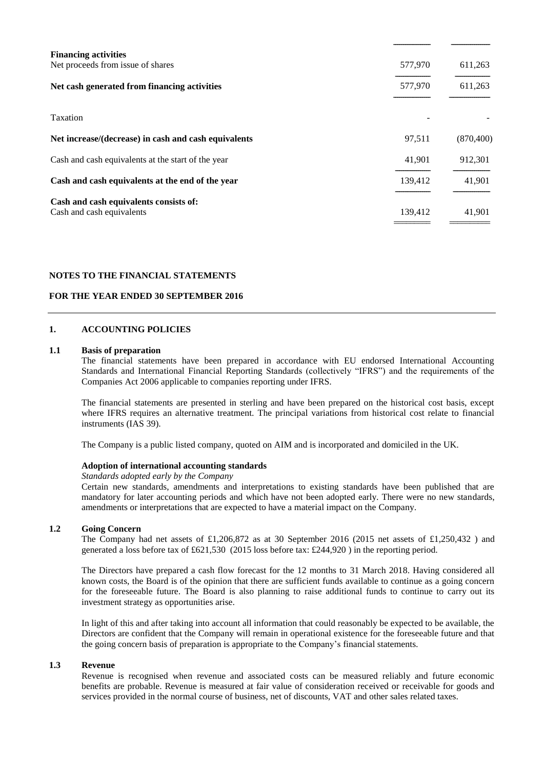| | | |
|---|---|---|
| **Financing activities** | | |
| Net proceeds from issue of shares | 577,970 | 611,263 |
| **Net cash generated from financing activities** | 577,970 | 611,263 |
| Taxation | - | - |
| **Net increase/(decrease) in cash and cash equivalents** | 97,511 | (870,400) |
| Cash and cash equivalents at the start of the year | 41,901 | 912,301 |
| **Cash and cash equivalents at the end of the year** | 139,412 | 41,901 |
| **Cash and cash equivalents consists of:** | | |
| Cash and cash equivalents | 139,412 | 41,901 |

**NOTES TO THE FINANCIAL STATEMENTS**

**FOR THE YEAR ENDED 30 SEPTEMBER 2016**

## 1. ACCOUNTING POLICIES

### 1.1 Basis of preparation

The financial statements have been prepared in accordance with EU endorsed International Accounting Standards and International Financial Reporting Standards (collectively "IFRS") and the requirements of the Companies Act 2006 applicable to companies reporting under IFRS.

The financial statements are presented in sterling and have been prepared on the historical cost basis, except where IFRS requires an alternative treatment. The principal variations from historical cost relate to financial instruments (IAS 39).

The Company is a public listed company, quoted on AIM and is incorporated and domiciled in the UK.

**Adoption of international accounting standards**

*Standards adopted early by the Company*

Certain new standards, amendments and interpretations to existing standards have been published that are mandatory for later accounting periods and which have not been adopted early. There were no new standards, amendments or interpretations that are expected to have a material impact on the Company.

### 1.2 Going Concern

The Company had net assets of £1,206,872 as at 30 September 2016 (2015 net assets of £1,250,432 ) and generated a loss before tax of £621,530 (2015 loss before tax: £244,920 ) in the reporting period.

The Directors have prepared a cash flow forecast for the 12 months to 31 March 2018. Having considered all known costs, the Board is of the opinion that there are sufficient funds available to continue as a going concern for the foreseeable future. The Board is also planning to raise additional funds to continue to carry out its investment strategy as opportunities arise.

In light of this and after taking into account all information that could reasonably be expected to be available, the Directors are confident that the Company will remain in operational existence for the foreseeable future and that the going concern basis of preparation is appropriate to the Company's financial statements.

### 1.3 Revenue

Revenue is recognised when revenue and associated costs can be measured reliably and future economic benefits are probable. Revenue is measured at fair value of consideration received or receivable for goods and services provided in the normal course of business, net of discounts, VAT and other sales related taxes.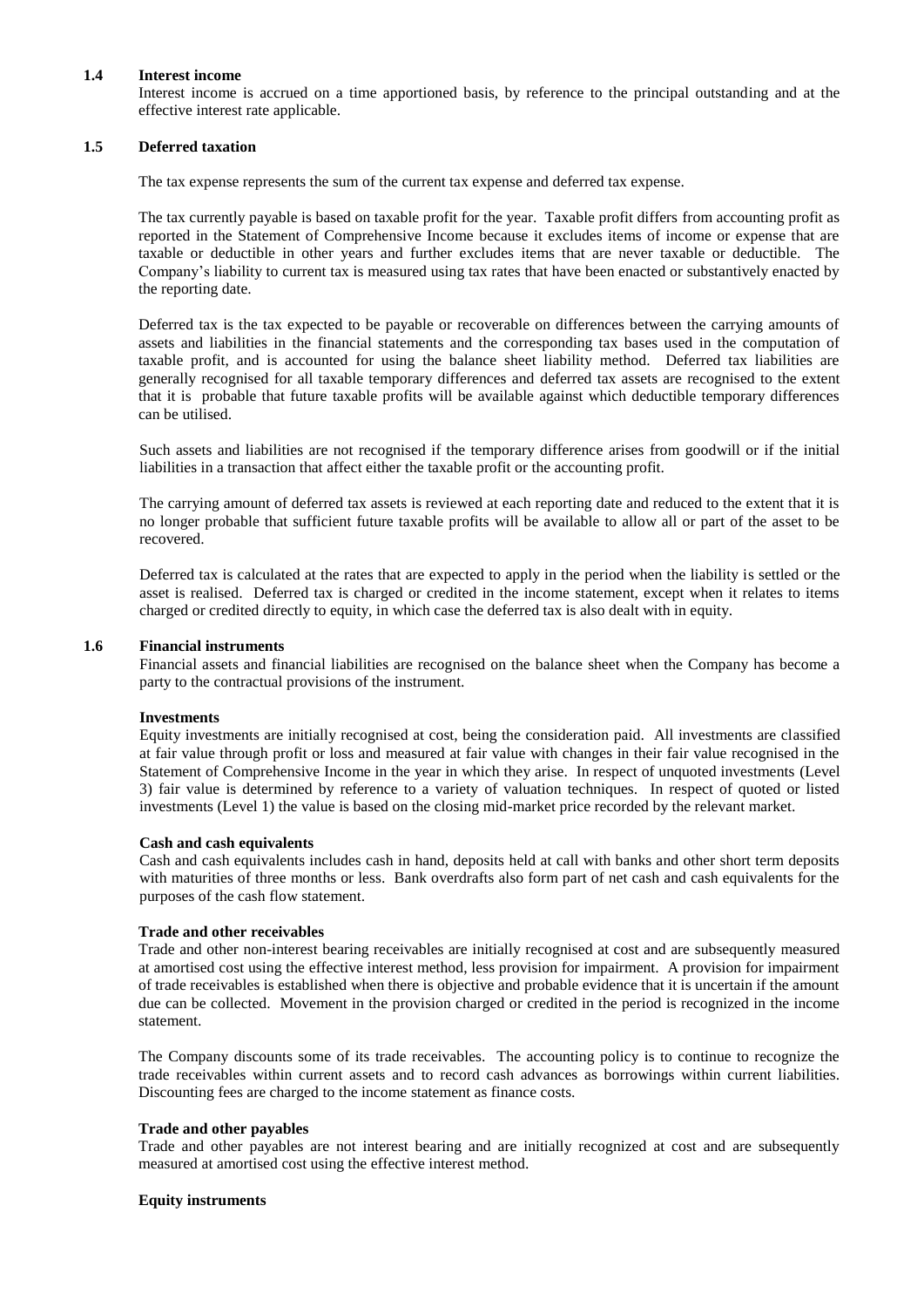### 1.4 Interest income

Interest income is accrued on a time apportioned basis, by reference to the principal outstanding and at the effective interest rate applicable.

### 1.5 Deferred taxation

The tax expense represents the sum of the current tax expense and deferred tax expense.

The tax currently payable is based on taxable profit for the year. Taxable profit differs from accounting profit as reported in the Statement of Comprehensive Income because it excludes items of income or expense that are taxable or deductible in other years and further excludes items that are never taxable or deductible. The Company's liability to current tax is measured using tax rates that have been enacted or substantively enacted by the reporting date.

Deferred tax is the tax expected to be payable or recoverable on differences between the carrying amounts of assets and liabilities in the financial statements and the corresponding tax bases used in the computation of taxable profit, and is accounted for using the balance sheet liability method. Deferred tax liabilities are generally recognised for all taxable temporary differences and deferred tax assets are recognised to the extent that it is probable that future taxable profits will be available against which deductible temporary differences can be utilised.

Such assets and liabilities are not recognised if the temporary difference arises from goodwill or if the initial liabilities in a transaction that affect either the taxable profit or the accounting profit.

The carrying amount of deferred tax assets is reviewed at each reporting date and reduced to the extent that it is no longer probable that sufficient future taxable profits will be available to allow all or part of the asset to be recovered.

Deferred tax is calculated at the rates that are expected to apply in the period when the liability is settled or the asset is realised. Deferred tax is charged or credited in the income statement, except when it relates to items charged or credited directly to equity, in which case the deferred tax is also dealt with in equity.

### 1.6 Financial instruments

Financial assets and financial liabilities are recognised on the balance sheet when the Company has become a party to the contractual provisions of the instrument.

**Investments**

Equity investments are initially recognised at cost, being the consideration paid. All investments are classified at fair value through profit or loss and measured at fair value with changes in their fair value recognised in the Statement of Comprehensive Income in the year in which they arise. In respect of unquoted investments (Level 3) fair value is determined by reference to a variety of valuation techniques. In respect of quoted or listed investments (Level 1) the value is based on the closing mid-market price recorded by the relevant market.

**Cash and cash equivalents**

Cash and cash equivalents includes cash in hand, deposits held at call with banks and other short term deposits with maturities of three months or less. Bank overdrafts also form part of net cash and cash equivalents for the purposes of the cash flow statement.

**Trade and other receivables**

Trade and other non-interest bearing receivables are initially recognised at cost and are subsequently measured at amortised cost using the effective interest method, less provision for impairment. A provision for impairment of trade receivables is established when there is objective and probable evidence that it is uncertain if the amount due can be collected. Movement in the provision charged or credited in the period is recognized in the income statement.

The Company discounts some of its trade receivables. The accounting policy is to continue to recognize the trade receivables within current assets and to record cash advances as borrowings within current liabilities. Discounting fees are charged to the income statement as finance costs.

**Trade and other payables**

Trade and other payables are not interest bearing and are initially recognized at cost and are subsequently measured at amortised cost using the effective interest method.

**Equity instruments**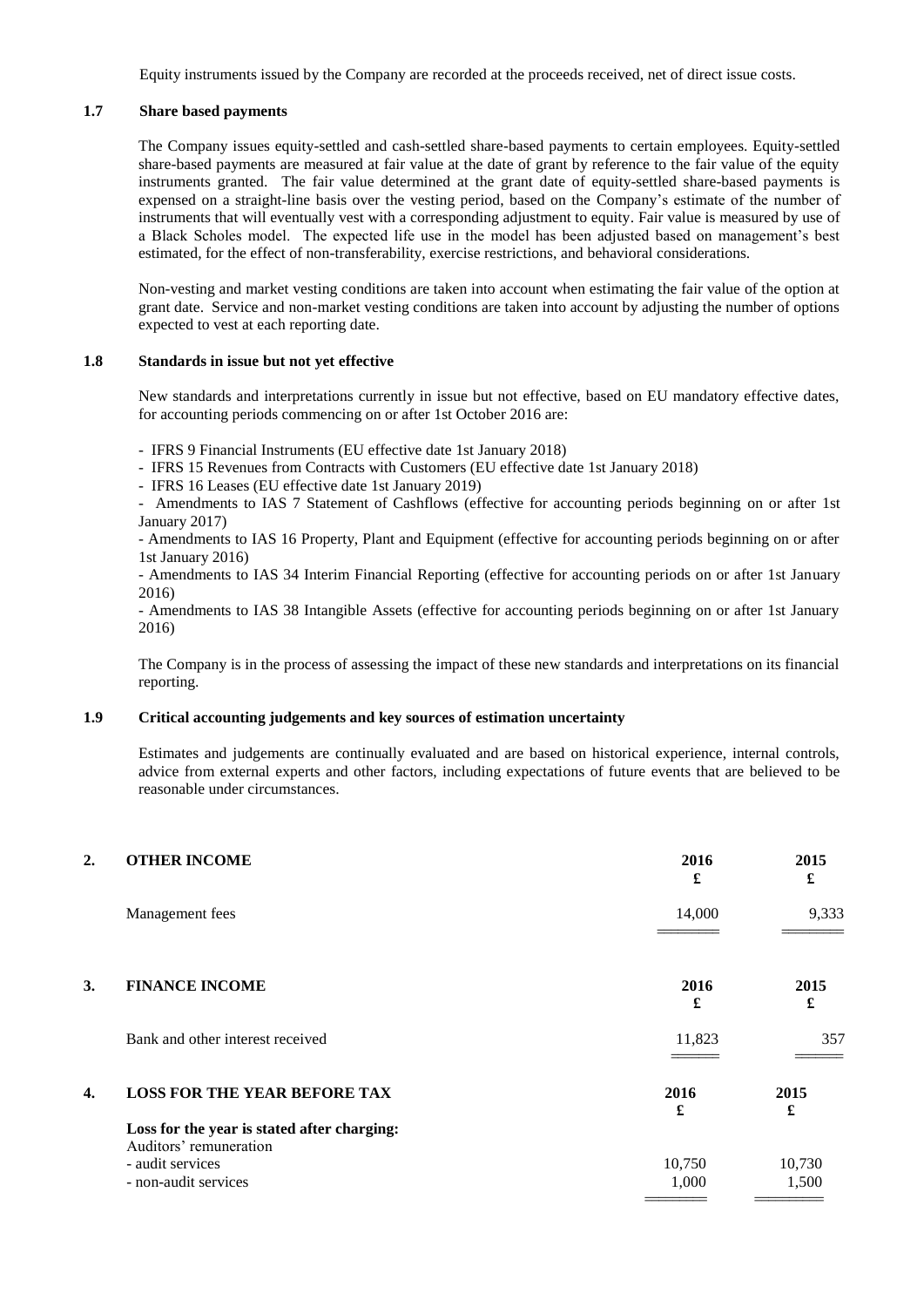Equity instruments issued by the Company are recorded at the proceeds received, net of direct issue costs.

### 1.7 Share based payments

The Company issues equity-settled and cash-settled share-based payments to certain employees. Equity-settled share-based payments are measured at fair value at the date of grant by reference to the fair value of the equity instruments granted. The fair value determined at the grant date of equity-settled share-based payments is expensed on a straight-line basis over the vesting period, based on the Company's estimate of the number of instruments that will eventually vest with a corresponding adjustment to equity. Fair value is measured by use of a Black Scholes model. The expected life use in the model has been adjusted based on management's best estimated, for the effect of non-transferability, exercise restrictions, and behavioral considerations.

Non-vesting and market vesting conditions are taken into account when estimating the fair value of the option at grant date. Service and non-market vesting conditions are taken into account by adjusting the number of options expected to vest at each reporting date.

### 1.8 Standards in issue but not yet effective

New standards and interpretations currently in issue but not effective, based on EU mandatory effective dates, for accounting periods commencing on or after 1st October 2016 are:

- IFRS 9 Financial Instruments (EU effective date 1st January 2018)
- IFRS 15 Revenues from Contracts with Customers (EU effective date 1st January 2018)
- IFRS 16 Leases (EU effective date 1st January 2019)
- Amendments to IAS 7 Statement of Cashflows (effective for accounting periods beginning on or after 1st January 2017)
- Amendments to IAS 16 Property, Plant and Equipment (effective for accounting periods beginning on or after 1st January 2016)
- Amendments to IAS 34 Interim Financial Reporting (effective for accounting periods on or after 1st January 2016)
- Amendments to IAS 38 Intangible Assets (effective for accounting periods beginning on or after 1st January 2016)

The Company is in the process of assessing the impact of these new standards and interpretations on its financial reporting.

### 1.9 Critical accounting judgements and key sources of estimation uncertainty

Estimates and judgements are continually evaluated and are based on historical experience, internal controls, advice from external experts and other factors, including expectations of future events that are believed to be reasonable under circumstances.

## 2. OTHER INCOME

| | 2016 £ | 2015 £ |
|---|---|---|
| Management fees | 14,000 | 9,333 |

## 3. FINANCE INCOME

| | 2016 £ | 2015 £ |
|---|---|---|
| Bank and other interest received | 11,823 | 357 |

## 4. LOSS FOR THE YEAR BEFORE TAX

| | 2016 £ | 2015 £ |
|---|---|---|
| **Loss for the year is stated after charging:** | | |
| Auditors' remuneration | | |
| - audit services | 10,750 | 10,730 |
| - non-audit services | 1,000 | 1,500 |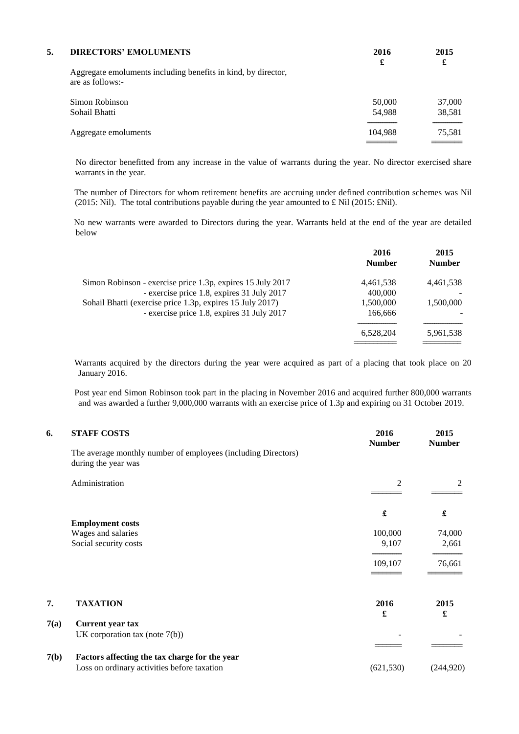## 5. DIRECTORS' EMOLUMENTS

Aggregate emoluments including benefits in kind, by director, are as follows:-

| | 2016 £ | 2015 £ |
|---|---|---|
| Simon Robinson | 50,000 | 37,000 |
| Sohail Bhatti | 54,988 | 38,581 |
| Aggregate emoluments | 104,988 | 75,581 |

No director benefitted from any increase in the value of warrants during the year. No director exercised share warrants in the year.

The number of Directors for whom retirement benefits are accruing under defined contribution schemes was Nil (2015: Nil). The total contributions payable during the year amounted to £ Nil (2015: £Nil).

No new warrants were awarded to Directors during the year. Warrants held at the end of the year are detailed below

| | 2016 Number | 2015 Number |
|---|---|---|
| Simon Robinson - exercise price 1.3p, expires 15 July 2017 | 4,461,538 | 4,461,538 |
| - exercise price 1.8, expires 31 July 2017 | 400,000 | - |
| Sohail Bhatti (exercise price 1.3p, expires 15 July 2017) | 1,500,000 | 1,500,000 |
| - exercise price 1.8, expires 31 July 2017 | 166,666 | - |
| | 6,528,204 | 5,961,538 |

Warrants acquired by the directors during the year were acquired as part of a placing that took place on 20 January 2016.

Post year end Simon Robinson took part in the placing in November 2016 and acquired further 800,000 warrants and was awarded a further 9,000,000 warrants with an exercise price of 1.3p and expiring on 31 October 2019.

## 6. STAFF COSTS

The average monthly number of employees (including Directors) during the year was

| | 2016 Number | 2015 Number |
|---|---|---|
| Administration | 2 | 2 |

| | 2016 £ | 2015 £ |
|---|---|---|
| **Employment costs** | | |
| Wages and salaries | 100,000 | 74,000 |
| Social security costs | 9,107 | 2,661 |
| | 109,107 | 76,661 |

## 7. TAXATION

| | | 2016 £ | 2015 £ |
|---|---|---|---|
| **7(a)** | **Current year tax** | | |
| | UK corporation tax (note 7(b)) | - | - |
| **7(b)** | **Factors affecting the tax charge for the year** | | |
| | Loss on ordinary activities before taxation | (621,530) | (244,920) |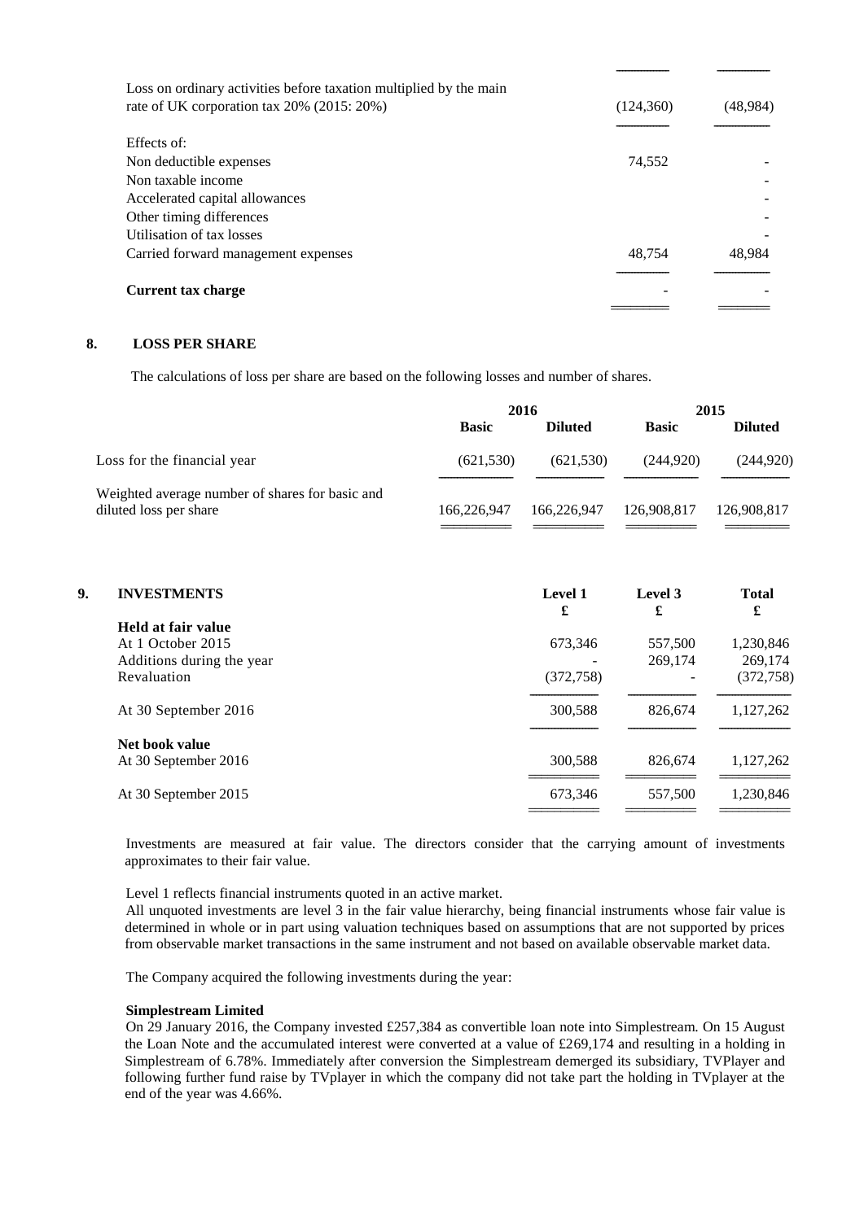| | | |
|---|---|---|
| Loss on ordinary activities before taxation multiplied by the main rate of UK corporation tax 20% (2015: 20%) | (124,360) | (48,984) |
| Effects of: | | |
| Non deductible expenses | 74,552 | - |
| Non taxable income | | - |
| Accelerated capital allowances | | - |
| Other timing differences | | - |
| Utilisation of tax losses | | - |
| Carried forward management expenses | 48,754 | 48,984 |
| **Current tax charge** | - | - |

## 8. LOSS PER SHARE

The calculations of loss per share are based on the following losses and number of shares.

| | 2016 | | 2015 | |
|---|---|---|---|---|
| | **Basic** | **Diluted** | **Basic** | **Diluted** |
| Loss for the financial year | (621,530) | (621,530) | (244,920) | (244,920) |
| Weighted average number of shares for basic and diluted loss per share | 166,226,947 | 166,226,947 | 126,908,817 | 126,908,817 |

## 9. INVESTMENTS

| | Level 1 £ | Level 3 £ | Total £ |
|---|---|---|---|
| **Held at fair value** | | | |
| At 1 October 2015 | 673,346 | 557,500 | 1,230,846 |
| Additions during the year | - | 269,174 | 269,174 |
| Revaluation | (372,758) | - | (372,758) |
| At 30 September 2016 | 300,588 | 826,674 | 1,127,262 |
| **Net book value** | | | |
| At 30 September 2016 | 300,588 | 826,674 | 1,127,262 |
| At 30 September 2015 | 673,346 | 557,500 | 1,230,846 |

Investments are measured at fair value. The directors consider that the carrying amount of investments approximates to their fair value.

Level 1 reflects financial instruments quoted in an active market.
All unquoted investments are level 3 in the fair value hierarchy, being financial instruments whose fair value is determined in whole or in part using valuation techniques based on assumptions that are not supported by prices from observable market transactions in the same instrument and not based on available observable market data.

The Company acquired the following investments during the year:

**Simplestream Limited**
On 29 January 2016, the Company invested £257,384 as convertible loan note into Simplestream. On 15 August the Loan Note and the accumulated interest were converted at a value of £269,174 and resulting in a holding in Simplestream of 6.78%. Immediately after conversion the Simplestream demerged its subsidiary, TVPlayer and following further fund raise by TVplayer in which the company did not take part the holding in TVplayer at the end of the year was 4.66%.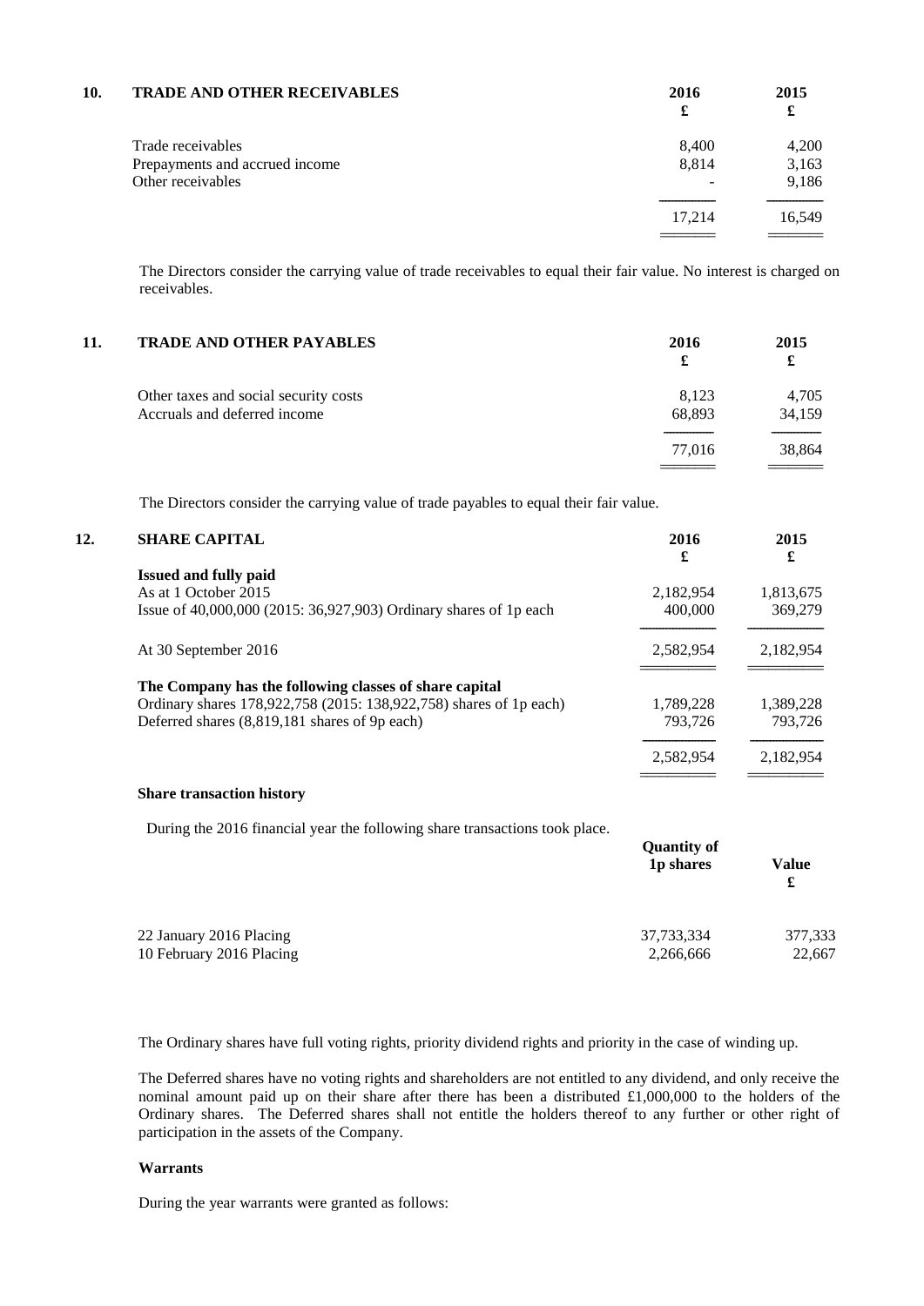## 10. TRADE AND OTHER RECEIVABLES

| | 2016 £ | 2015 £ |
|---|---|---|
| Trade receivables | 8,400 | 4,200 |
| Prepayments and accrued income | 8,814 | 3,163 |
| Other receivables | - | 9,186 |
| | 17,214 | 16,549 |

The Directors consider the carrying value of trade receivables to equal their fair value. No interest is charged on receivables.

## 11. TRADE AND OTHER PAYABLES

| | 2016 £ | 2015 £ |
|---|---|---|
| Other taxes and social security costs | 8,123 | 4,705 |
| Accruals and deferred income | 68,893 | 34,159 |
| | 77,016 | 38,864 |

The Directors consider the carrying value of trade payables to equal their fair value.

## 12. SHARE CAPITAL

| | 2016 £ | 2015 £ |
|---|---|---|
| **Issued and fully paid** | | |
| As at 1 October 2015 | 2,182,954 | 1,813,675 |
| Issue of 40,000,000 (2015: 36,927,903) Ordinary shares of 1p each | 400,000 | 369,279 |
| At 30 September 2016 | 2,582,954 | 2,182,954 |
| **The Company has the following classes of share capital** | | |
| Ordinary shares 178,922,758 (2015: 138,922,758) shares of 1p each) | 1,789,228 | 1,389,228 |
| Deferred shares (8,819,181 shares of 9p each) | 793,726 | 793,726 |
| | 2,582,954 | 2,182,954 |

**Share transaction history**

During the 2016 financial year the following share transactions took place.

| | Quantity of 1p shares | Value £ |
|---|---|---|
| 22 January 2016 Placing | 37,733,334 | 377,333 |
| 10 February 2016 Placing | 2,266,666 | 22,667 |

The Ordinary shares have full voting rights, priority dividend rights and priority in the case of winding up.

The Deferred shares have no voting rights and shareholders are not entitled to any dividend, and only receive the nominal amount paid up on their share after there has been a distributed £1,000,000 to the holders of the Ordinary shares. The Deferred shares shall not entitle the holders thereof to any further or other right of participation in the assets of the Company.

**Warrants**

During the year warrants were granted as follows: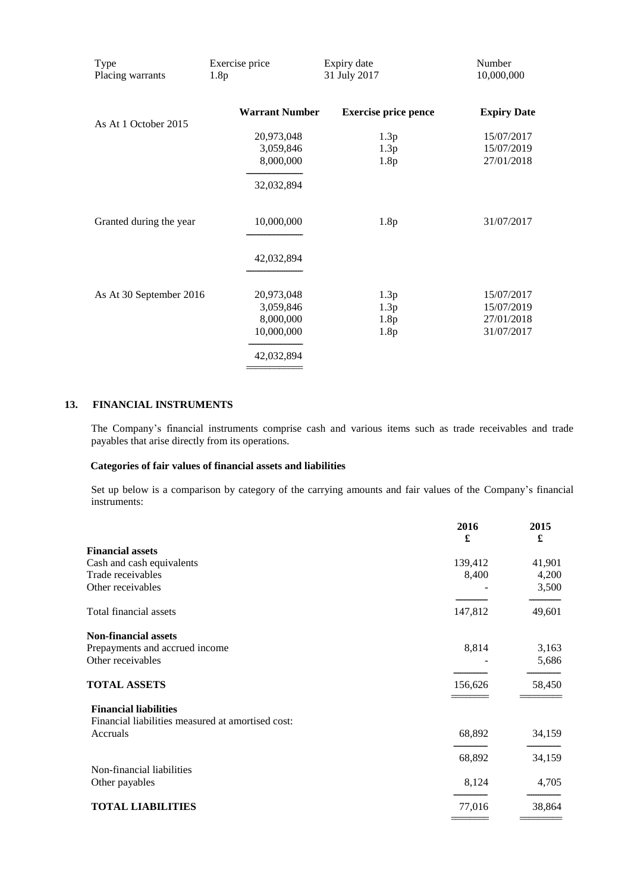| Type | Exercise price | Expiry date | Number |
|---|---|---|---|
| Placing warrants | 1.8p | 31 July 2017 | 10,000,000 |

| | Warrant Number | Exercise price pence | Expiry Date |
|---|---|---|---|
| As At 1 October 2015 | 20,973,048 | 1.3p | 15/07/2017 |
| | 3,059,846 | 1.3p | 15/07/2019 |
| | 8,000,000 | 1.8p | 27/01/2018 |
| | 32,032,894 | | |
| Granted during the year | 10,000,000 | 1.8p | 31/07/2017 |
| | 42,032,894 | | |
| As At 30 September 2016 | 20,973,048 | 1.3p | 15/07/2017 |
| | 3,059,846 | 1.3p | 15/07/2019 |
| | 8,000,000 | 1.8p | 27/01/2018 |
| | 10,000,000 | 1.8p | 31/07/2017 |
| | 42,032,894 | | |

## 13. FINANCIAL INSTRUMENTS

The Company's financial instruments comprise cash and various items such as trade receivables and trade payables that arise directly from its operations.

**Categories of fair values of financial assets and liabilities**

Set up below is a comparison by category of the carrying amounts and fair values of the Company's financial instruments:

| | 2016<br>£ | 2015<br>£ |
|---|---|---|
| **Financial assets** | | |
| Cash and cash equivalents | 139,412 | 41,901 |
| Trade receivables | 8,400 | 4,200 |
| Other receivables | - | 3,500 |
| Total financial assets | 147,812 | 49,601 |
| **Non-financial assets** | | |
| Prepayments and accrued income | 8,814 | 3,163 |
| Other receivables | - | 5,686 |
| **TOTAL ASSETS** | 156,626 | 58,450 |
| **Financial liabilities** | | |
| Financial liabilities measured at amortised cost: | | |
| Accruals | 68,892 | 34,159 |
| | 68,892 | 34,159 |
| Non-financial liabilities | | |
| Other payables | 8,124 | 4,705 |
| **TOTAL LIABILITIES** | 77,016 | 38,864 |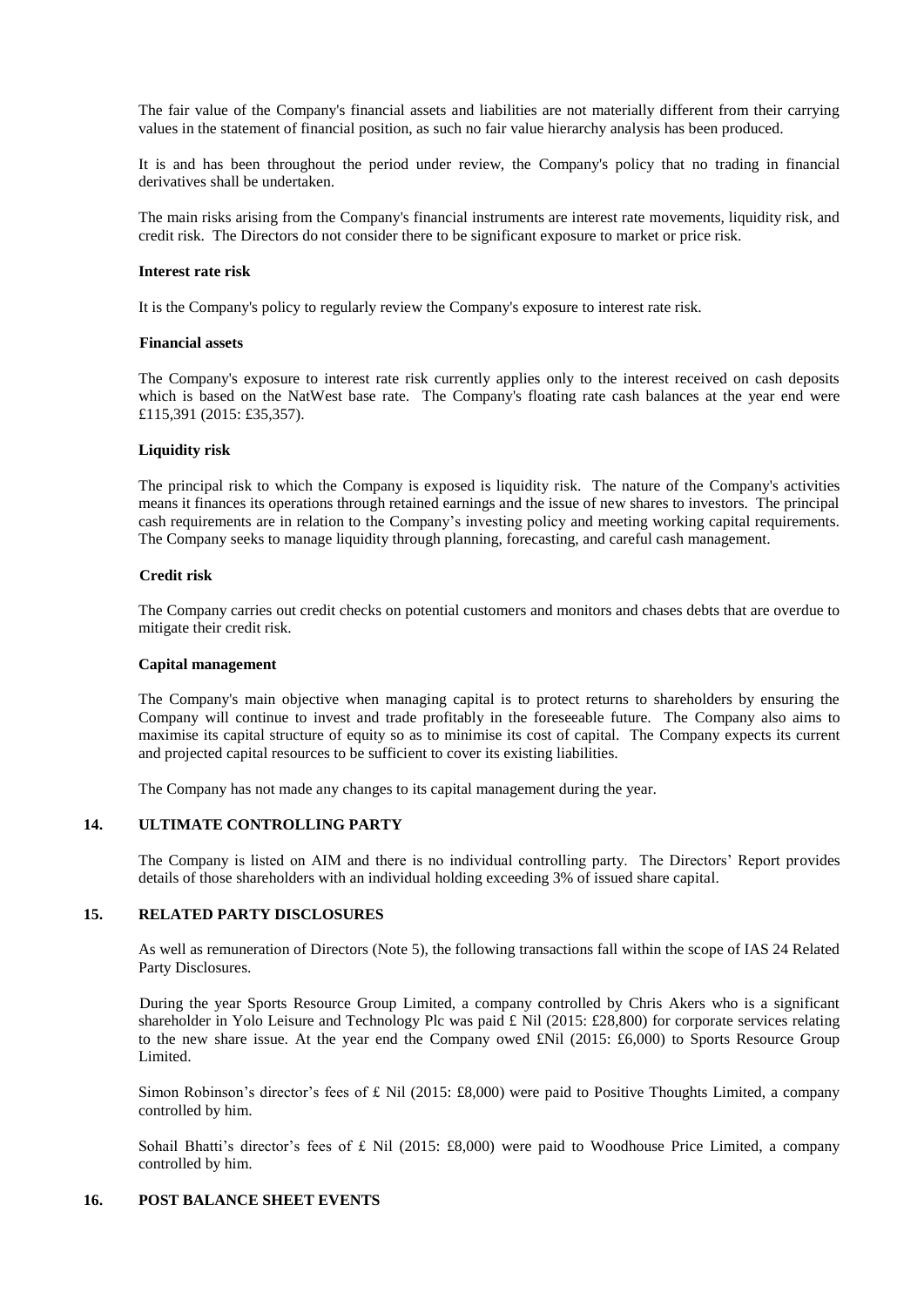The fair value of the Company's financial assets and liabilities are not materially different from their carrying values in the statement of financial position, as such no fair value hierarchy analysis has been produced.

It is and has been throughout the period under review, the Company's policy that no trading in financial derivatives shall be undertaken.

The main risks arising from the Company's financial instruments are interest rate movements, liquidity risk, and credit risk. The Directors do not consider there to be significant exposure to market or price risk.

**Interest rate risk**

It is the Company's policy to regularly review the Company's exposure to interest rate risk.

**Financial assets**

The Company's exposure to interest rate risk currently applies only to the interest received on cash deposits which is based on the NatWest base rate. The Company's floating rate cash balances at the year end were £115,391 (2015: £35,357).

**Liquidity risk**

The principal risk to which the Company is exposed is liquidity risk. The nature of the Company's activities means it finances its operations through retained earnings and the issue of new shares to investors. The principal cash requirements are in relation to the Company's investing policy and meeting working capital requirements. The Company seeks to manage liquidity through planning, forecasting, and careful cash management.

**Credit risk**

The Company carries out credit checks on potential customers and monitors and chases debts that are overdue to mitigate their credit risk.

**Capital management**

The Company's main objective when managing capital is to protect returns to shareholders by ensuring the Company will continue to invest and trade profitably in the foreseeable future. The Company also aims to maximise its capital structure of equity so as to minimise its cost of capital. The Company expects its current and projected capital resources to be sufficient to cover its existing liabilities.

The Company has not made any changes to its capital management during the year.

## 14. ULTIMATE CONTROLLING PARTY

The Company is listed on AIM and there is no individual controlling party. The Directors' Report provides details of those shareholders with an individual holding exceeding 3% of issued share capital.

## 15. RELATED PARTY DISCLOSURES

As well as remuneration of Directors (Note 5), the following transactions fall within the scope of IAS 24 Related Party Disclosures.

During the year Sports Resource Group Limited, a company controlled by Chris Akers who is a significant shareholder in Yolo Leisure and Technology Plc was paid £ Nil (2015: £28,800) for corporate services relating to the new share issue. At the year end the Company owed £Nil (2015: £6,000) to Sports Resource Group Limited.

Simon Robinson's director's fees of £ Nil (2015: £8,000) were paid to Positive Thoughts Limited, a company controlled by him.

Sohail Bhatti's director's fees of £ Nil (2015: £8,000) were paid to Woodhouse Price Limited, a company controlled by him.

## 16. POST BALANCE SHEET EVENTS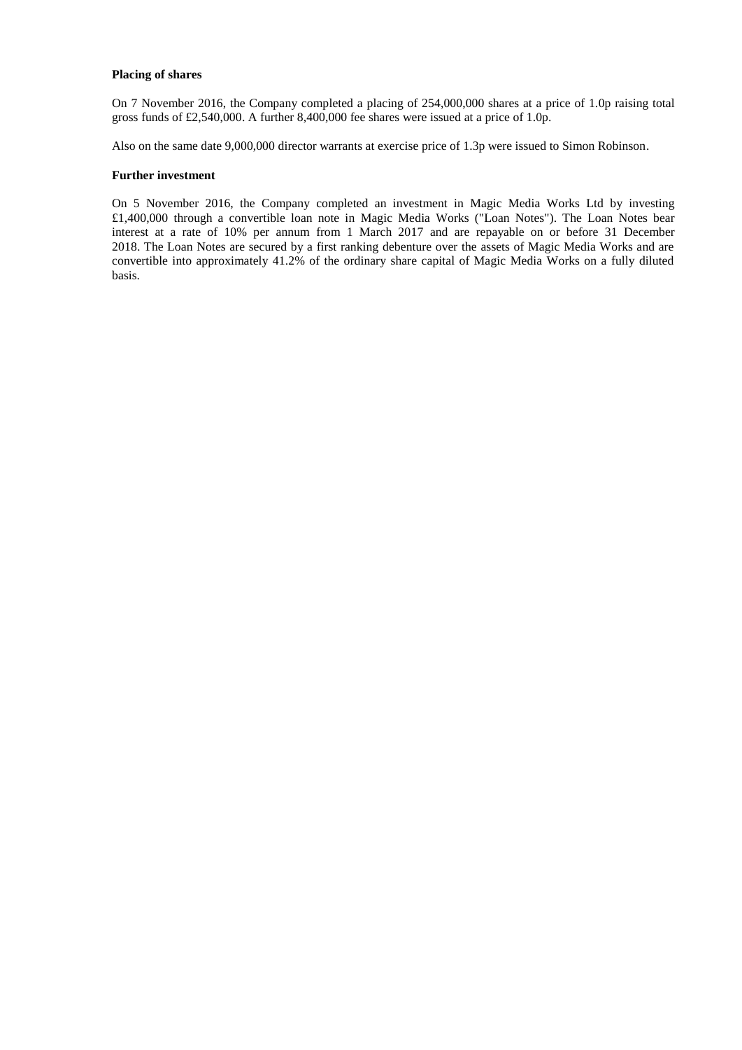**Placing of shares**

On 7 November 2016, the Company completed a placing of 254,000,000 shares at a price of 1.0p raising total gross funds of £2,540,000. A further 8,400,000 fee shares were issued at a price of 1.0p.

Also on the same date 9,000,000 director warrants at exercise price of 1.3p were issued to Simon Robinson.

**Further investment**

On 5 November 2016, the Company completed an investment in Magic Media Works Ltd by investing £1,400,000 through a convertible loan note in Magic Media Works ("Loan Notes"). The Loan Notes bear interest at a rate of 10% per annum from 1 March 2017 and are repayable on or before 31 December 2018. The Loan Notes are secured by a first ranking debenture over the assets of Magic Media Works and are convertible into approximately 41.2% of the ordinary share capital of Magic Media Works on a fully diluted basis.